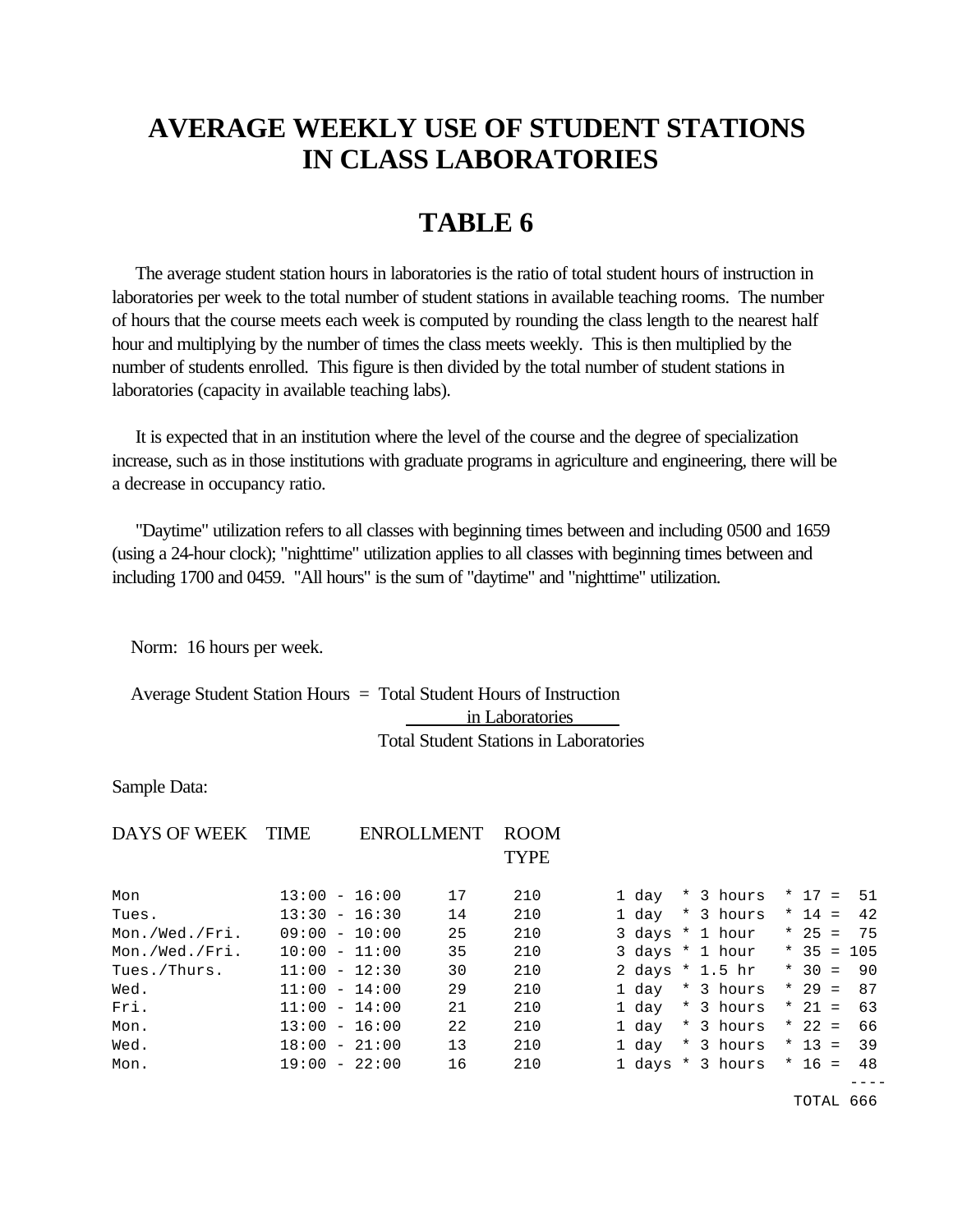# AVERAGE WEEKLY USE OF STUDENT STATIONS IN CLASS LABORATORIES

## TABLE 6

The average student station hours in laboratories is the ratio of total student hours of instruction in laboratories per week to the total number of student stations in available teaching rooms. The number of hours that the course meets each week is computed by rounding the class length to the nearest half hour and multiplying by the number of times the class meets weekly. This is then multiplied by the number of students enrolled. This figure is then divided by the total number of student stations in laboratories (capacity in available teaching labs).

It is expected that in an institution where the level of the course and the degree of specialization increase, such as in those institutions with graduate programs in agriculture and engineering, there will be a decrease in occupancy ratio.

"Daytime" utilization refers to all classes with beginning times between and including 0500 and 1659 (using a 24-hour clock); "nighttime" utilization applies to all classes with beginning times between and including 1700 and 0459. "All hours" is the sum of "daytime" and "nighttime" utilization.

Norm: 16 hours per week.

$$\text{Average Student Station Hours} = \frac{\text{Total Student Hours of Instruction in Laboratories}}{\text{Total Student Stations in Laboratories}}$$

Sample Data:

| DAYS OF WEEK | TIME | ENROLLMENT | ROOM TYPE | |
|---|---|---|---|---|
| Mon | 13:00 - 16:00 | 17 | 210 | 1 day * 3 hours * 17 = 51 |
| Tues. | 13:30 - 16:30 | 14 | 210 | 1 day * 3 hours * 14 = 42 |
| Mon./Wed./Fri. | 09:00 - 10:00 | 25 | 210 | 3 days * 1 hour * 25 = 75 |
| Mon./Wed./Fri. | 10:00 - 11:00 | 35 | 210 | 3 days * 1 hour * 35 = 105 |
| Tues./Thurs. | 11:00 - 12:30 | 30 | 210 | 2 days * 1.5 hr * 30 = 90 |
| Wed. | 11:00 - 14:00 | 29 | 210 | 1 day * 3 hours * 29 = 87 |
| Fri. | 11:00 - 14:00 | 21 | 210 | 1 day * 3 hours * 21 = 63 |
| Mon. | 13:00 - 16:00 | 22 | 210 | 1 day * 3 hours * 22 = 66 |
| Wed. | 18:00 - 21:00 | 13 | 210 | 1 day * 3 hours * 13 = 39 |
| Mon. | 19:00 - 22:00 | 16 | 210 | 1 days * 3 hours * 16 = 48 |
| | | | | TOTAL 666 |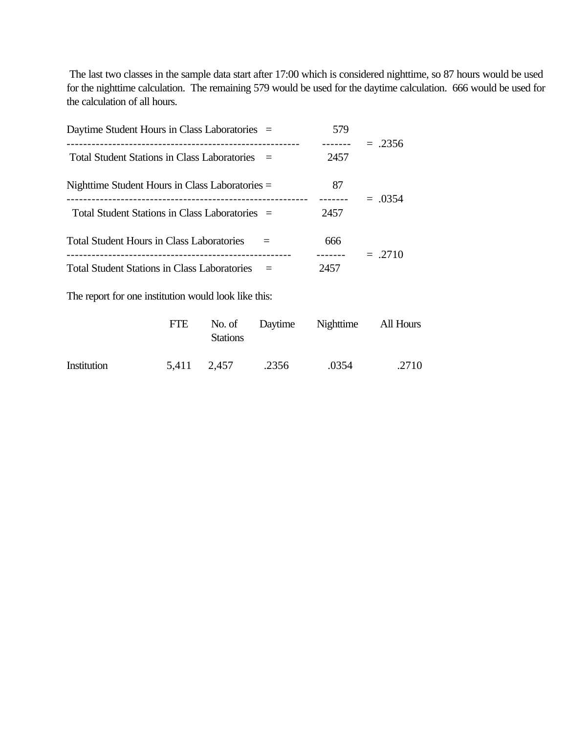The last two classes in the sample data start after 17:00 which is considered nighttime, so 87 hours would be used for the nighttime calculation. The remaining 579 would be used for the daytime calculation. 666 would be used for the calculation of all hours.

$$\frac{\text{Daytime Student Hours in Class Laboratories} = 579}{\text{Total Student Stations in Class Laboratories} = 2457} = .2356$$

$$\frac{\text{Nighttime Student Hours in Class Laboratories} = 87}{\text{Total Student Stations in Class Laboratories} = 2457} = .0354$$

$$\frac{\text{Total Student Hours in Class Laboratories} = 666}{\text{Total Student Stations in Class Laboratories} = 2457} = .2710$$

The report for one institution would look like this:

| | FTE | No. of Stations | Daytime | Nighttime | All Hours |
|---|---|---|---|---|---|
| Institution | 5,411 | 2,457 | .2356 | .0354 | .2710 |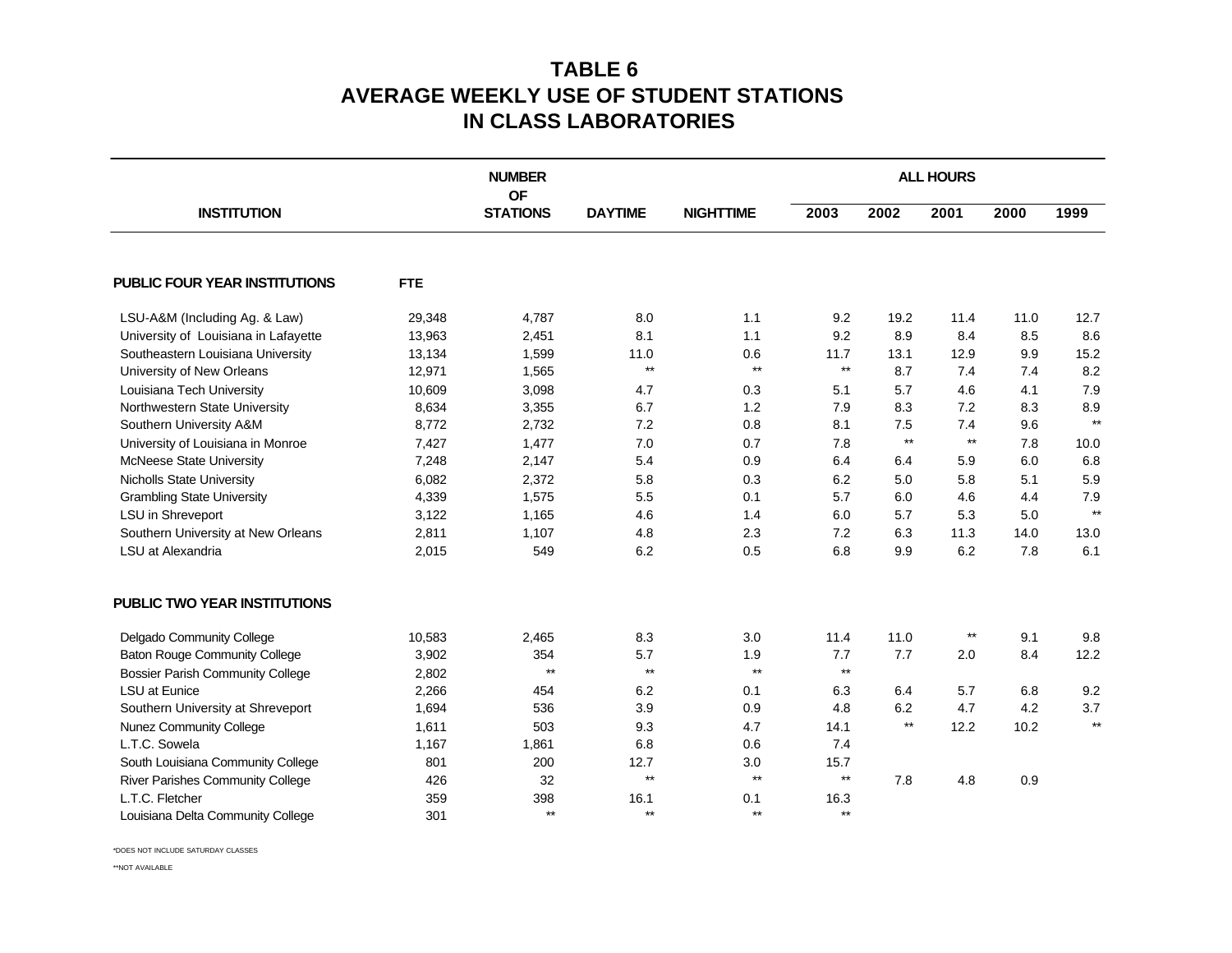# TABLE 6
# AVERAGE WEEKLY USE OF STUDENT STATIONS IN CLASS LABORATORIES

| INSTITUTION | | NUMBER OF STATIONS | DAYTIME | NIGHTTIME | ALL HOURS | | | | |
|---|---|---|---|---|---|---|---|---|---|
| | | | | | 2003 | 2002 | 2001 | 2000 | 1999 |
| **PUBLIC FOUR YEAR INSTITUTIONS** | **FTE** | | | | | | | | |
| LSU-A&M (Including Ag. & Law) | 29,348 | 4,787 | 8.0 | 1.1 | 9.2 | 19.2 | 11.4 | 11.0 | 12.7 |
| University of Louisiana in Lafayette | 13,963 | 2,451 | 8.1 | 1.1 | 9.2 | 8.9 | 8.4 | 8.5 | 8.6 |
| Southeastern Louisiana University | 13,134 | 1,599 | 11.0 | 0.6 | 11.7 | 13.1 | 12.9 | 9.9 | 15.2 |
| University of New Orleans | 12,971 | 1,565 | ** | ** | ** | 8.7 | 7.4 | 7.4 | 8.2 |
| Louisiana Tech University | 10,609 | 3,098 | 4.7 | 0.3 | 5.1 | 5.7 | 4.6 | 4.1 | 7.9 |
| Northwestern State University | 8,634 | 3,355 | 6.7 | 1.2 | 7.9 | 8.3 | 7.2 | 8.3 | 8.9 |
| Southern University A&M | 8,772 | 2,732 | 7.2 | 0.8 | 8.1 | 7.5 | 7.4 | 9.6 | ** |
| University of Louisiana in Monroe | 7,427 | 1,477 | 7.0 | 0.7 | 7.8 | ** | ** | 7.8 | 10.0 |
| McNeese State University | 7,248 | 2,147 | 5.4 | 0.9 | 6.4 | 6.4 | 5.9 | 6.0 | 6.8 |
| Nicholls State University | 6,082 | 2,372 | 5.8 | 0.3 | 6.2 | 5.0 | 5.8 | 5.1 | 5.9 |
| Grambling State University | 4,339 | 1,575 | 5.5 | 0.1 | 5.7 | 6.0 | 4.6 | 4.4 | 7.9 |
| LSU in Shreveport | 3,122 | 1,165 | 4.6 | 1.4 | 6.0 | 5.7 | 5.3 | 5.0 | ** |
| Southern University at New Orleans | 2,811 | 1,107 | 4.8 | 2.3 | 7.2 | 6.3 | 11.3 | 14.0 | 13.0 |
| LSU at Alexandria | 2,015 | 549 | 6.2 | 0.5 | 6.8 | 9.9 | 6.2 | 7.8 | 6.1 |
| **PUBLIC TWO YEAR INSTITUTIONS** | | | | | | | | | |
| Delgado Community College | 10,583 | 2,465 | 8.3 | 3.0 | 11.4 | 11.0 | ** | 9.1 | 9.8 |
| Baton Rouge Community College | 3,902 | 354 | 5.7 | 1.9 | 7.7 | 7.7 | 2.0 | 8.4 | 12.2 |
| Bossier Parish Community College | 2,802 | ** | ** | ** | ** | | | | |
| LSU at Eunice | 2,266 | 454 | 6.2 | 0.1 | 6.3 | 6.4 | 5.7 | 6.8 | 9.2 |
| Southern University at Shreveport | 1,694 | 536 | 3.9 | 0.9 | 4.8 | 6.2 | 4.7 | 4.2 | 3.7 |
| Nunez Community College | 1,611 | 503 | 9.3 | 4.7 | 14.1 | ** | 12.2 | 10.2 | ** |
| L.T.C. Sowela | 1,167 | 1,861 | 6.8 | 0.6 | 7.4 | | | | |
| South Louisiana Community College | 801 | 200 | 12.7 | 3.0 | 15.7 | | | | |
| River Parishes Community College | 426 | 32 | ** | ** | ** | 7.8 | 4.8 | 0.9 | |
| L.T.C. Fletcher | 359 | 398 | 16.1 | 0.1 | 16.3 | | | | |
| Louisiana Delta Community College | 301 | ** | ** | ** | ** | | | | |

*DOES NOT INCLUDE SATURDAY CLASSES

**NOT AVAILABLE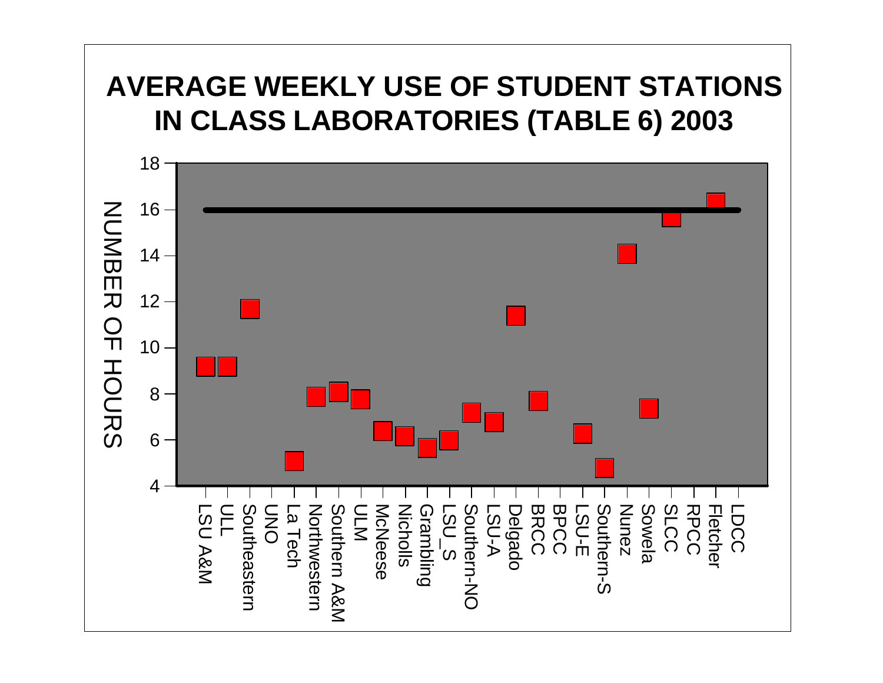# AVERAGE WEEKLY USE OF STUDENT STATIONS IN CLASS LABORATORIES (TABLE 6) 2003

NUMBER OF HOURS

18
16
14
12
10
8
6
4

LSU A&M
ULL
Southeastern
UNO
La Tech
Northwestern
Southern A&M
ULM
McNeese
Nicholls
Grambling
LSU_S
Southern-NO
LSU-A
Delgado
BRCC
BPCC
LSU-E
Southern-S
Nunez
Sowela
SLCC
RPCC
Fletcher
LDCC